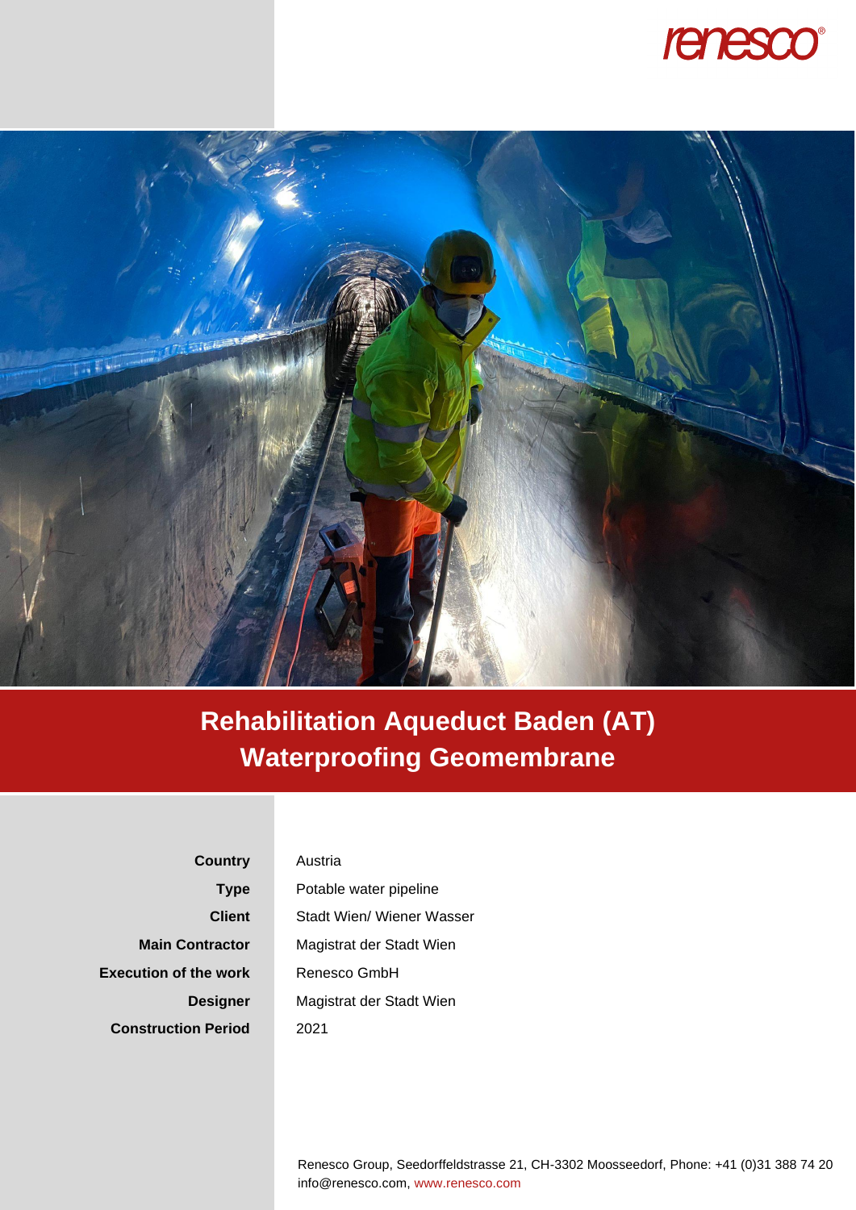renesco®

# Rehabilitation Aqueduct Baden (AT) Waterproofing Geomembrane

| | |
|---|---|
| **Country** | Austria |
| **Type** | Potable water pipeline |
| **Client** | Stadt Wien/ Wiener Wasser |
| **Main Contractor** | Magistrat der Stadt Wien |
| **Execution of the work** | Renesco GmbH |
| **Designer** | Magistrat der Stadt Wien |
| **Construction Period** | 2021 |

Renesco Group, Seedorffeldstrasse 21, CH-3302 Moosseedorf, Phone: +41 (0)31 388 74 20
info@renesco.com, www.renesco.com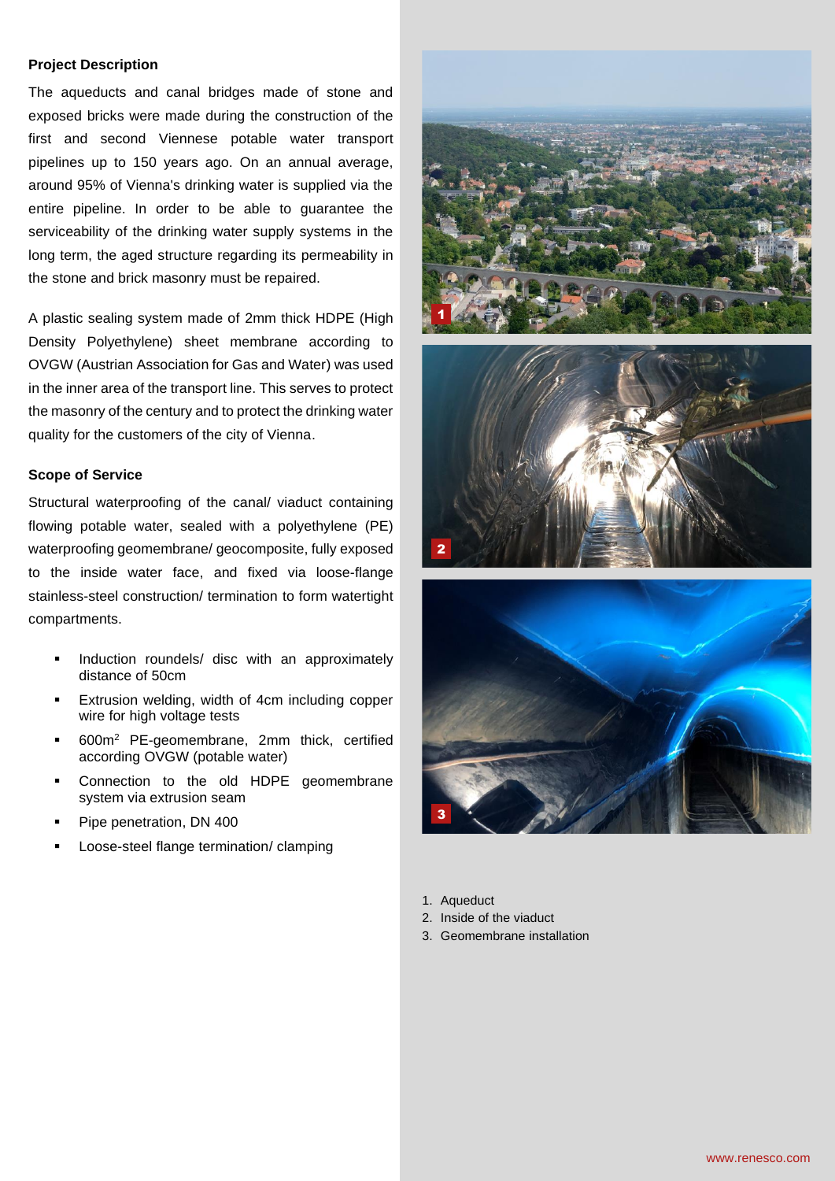**Project Description**

The aqueducts and canal bridges made of stone and exposed bricks were made during the construction of the first and second Viennese potable water transport pipelines up to 150 years ago. On an annual average, around 95% of Vienna's drinking water is supplied via the entire pipeline. In order to be able to guarantee the serviceability of the drinking water supply systems in the long term, the aged structure regarding its permeability in the stone and brick masonry must be repaired.

A plastic sealing system made of 2mm thick HDPE (High Density Polyethylene) sheet membrane according to OVGW (Austrian Association for Gas and Water) was used in the inner area of the transport line. This serves to protect the masonry of the century and to protect the drinking water quality for the customers of the city of Vienna.

**Scope of Service**

Structural waterproofing of the canal/ viaduct containing flowing potable water, sealed with a polyethylene (PE) waterproofing geomembrane/ geocomposite, fully exposed to the inside water face, and fixed via loose-flange stainless-steel construction/ termination to form watertight compartments.

- Induction roundels/ disc with an approximately distance of 50cm
- Extrusion welding, width of 4cm including copper wire for high voltage tests
- 600m$^2$ PE-geomembrane, 2mm thick, certified according OVGW (potable water)
- Connection to the old HDPE geomembrane system via extrusion seam
- Pipe penetration, DN 400
- Loose-steel flange termination/ clamping

1. Aqueduct
2. Inside of the viaduct
3. Geomembrane installation